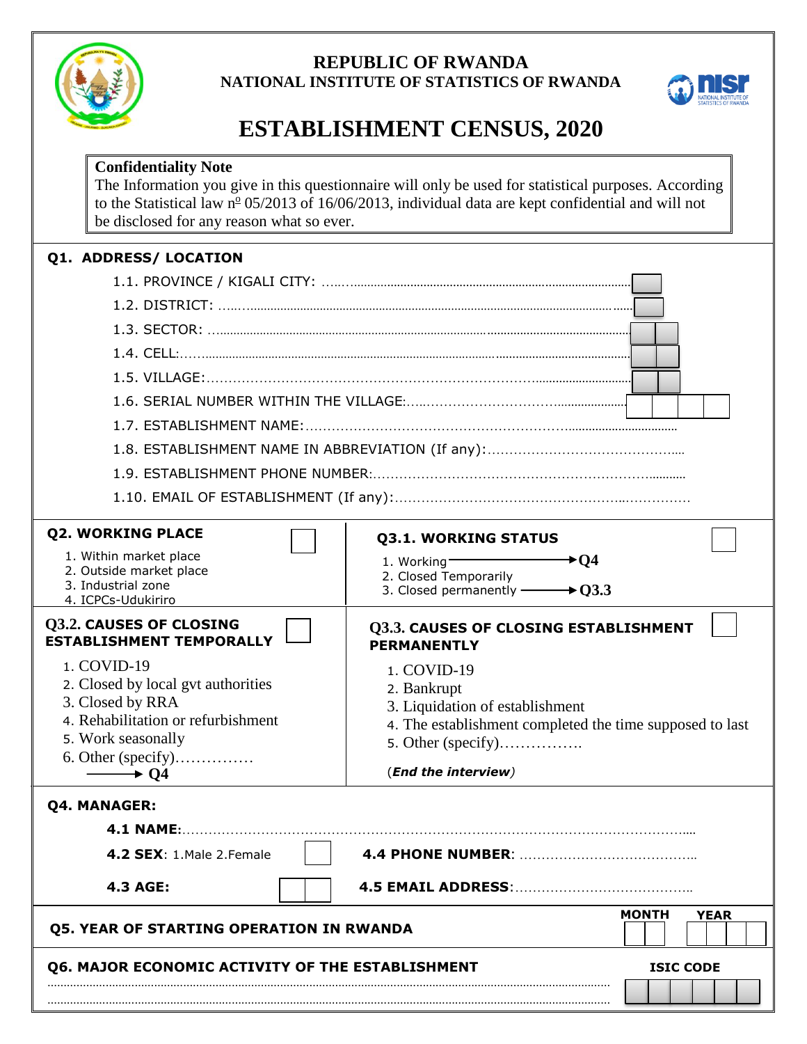# REPUBLIC OF RWANDA
## NATIONAL INSTITUTE OF STATISTICS OF RWANDA

# ESTABLISHMENT CENSUS, 2020

**Confidentiality Note**
The Information you give in this questionnaire will only be used for statistical purposes. According to the Statistical law nº 05/2013 of 16/06/2013, individual data are kept confidential and will not be disclosed for any reason what so ever.

### Q1. ADDRESS/ LOCATION

1.1. PROVINCE / KIGALI CITY: ……………………………………………………………

1.2. DISTRICT: ……………………………………………………………

1.3. SECTOR: ……………………………………………………………

1.4. CELL: ……………………………………………………………

1.5. VILLAGE: ……………………………………………………………

1.6. SERIAL NUMBER WITHIN THE VILLAGE: ………………………………

1.7. ESTABLISHMENT NAME: ……………………………………………………………

1.8. ESTABLISHMENT NAME IN ABBREVIATION (If any): ………………………………

1.9. ESTABLISHMENT PHONE NUMBER: ……………………………………………………

1.10. EMAIL OF ESTABLISHMENT (If any): ……………………………………………………

### Q2. WORKING PLACE

1. Within market place
2. Outside market place
3. Industrial zone
4. ICPCs-Udukiriro

### Q3.1. WORKING STATUS

1. Working → Q4
2. Closed Temporarily
3. Closed permanently → Q3.3

### Q3.2. CAUSES OF CLOSING ESTABLISHMENT TEMPORALLY

1. COVID-19
2. Closed by local gvt authorities
3. Closed by RRA
4. Rehabilitation or refurbishment
5. Work seasonally
6. Other (specify)……………

→ Q4

### Q3.3. CAUSES OF CLOSING ESTABLISHMENT PERMANENTLY

1. COVID-19
2. Bankrupt
3. Liquidation of establishment
4. The establishment completed the time supposed to last
5. Other (specify)…………….

(*End the interview*)

### Q4. MANAGER:

**4.1 NAME:** ……………………………………………………………

**4.2 SEX**: 1.Male 2.Female

**4.3 AGE:**

**4.4 PHONE NUMBER**: ……………………………………

**4.5 EMAIL ADDRESS**: ……………………………………

### Q5. YEAR OF STARTING OPERATION IN RWANDA

MONTH | YEAR

### Q6. MAJOR ECONOMIC ACTIVITY OF THE ESTABLISHMENT

ISIC CODE

……………………………………………………………………………………………

……………………………………………………………………………………………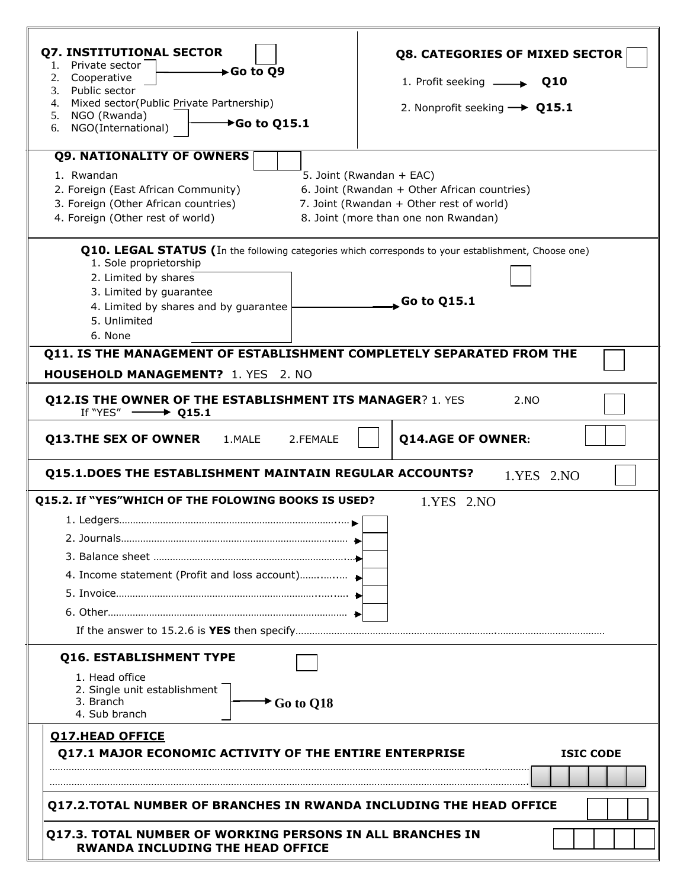**Q7. INSTITUTIONAL SECTOR** ☐

1. Private sector
2. Cooperative → **Go to Q9**
3. Public sector
4. Mixed sector(Public Private Partnership)
5. NGO (Rwanda)
6. NGO(International) → **Go to Q15.1**

**Q8. CATEGORIES OF MIXED SECTOR** ☐

1. Profit seeking → **Q10**
2. Nonprofit seeking → **Q15.1**

**Q9. NATIONALITY OF OWNERS** ☐☐

1. Rwandan
2. Foreign (East African Community)
3. Foreign (Other African countries)
4. Foreign (Other rest of world)
5. Joint (Rwandan + EAC)
6. Joint (Rwandan + Other African countries)
7. Joint (Rwandan + Other rest of world)
8. Joint (more than one non Rwandan)

**Q10. LEGAL STATUS (**In the following categories which corresponds to your establishment, Choose one) ☐

1. Sole proprietorship
2. Limited by shares
3. Limited by guarantee
4. Limited by shares and by guarantee → **Go to Q15.1**
5. Unlimited
6. None

**Q11. IS THE MANAGEMENT OF ESTABLISHMENT COMPLETELY SEPARATED FROM THE HOUSEHOLD MANAGEMENT?** 1. YES 2. NO ☐

**Q12.IS THE OWNER OF THE ESTABLISHMENT ITS MANAGER**? 1. YES 2.NO ☐

If "YES" → **Q15.1**

**Q13.THE SEX OF OWNER** 1.MALE 2.FEMALE ☐

**Q14.AGE OF OWNER:** ☐☐

**Q15.1.DOES THE ESTABLISHMENT MAINTAIN REGULAR ACCOUNTS?** 1.YES 2.NO ☐

**Q15.2. If "YES"WHICH OF THE FOLOWING BOOKS IS USED?** 1.YES 2.NO

1. Ledgers…………………………………………………………………… ☐
2. Journals…………………………………………………………………… ☐
3. Balance sheet ……………………………………………………………… ☐
4. Income statement (Profit and loss account)………… ☐
5. Invoice………………………………………………………………………… ☐
6. Other………………………………………………………………………… ☐

If the answer to 15.2.6 is **YES** then specify……………………………………………………………………………

**Q16. ESTABLISHMENT TYPE** ☐

1. Head office
2. Single unit establishment
3. Branch → **Go to Q18**
4. Sub branch

**Q17.HEAD OFFICE**

**Q17.1 MAJOR ECONOMIC ACTIVITY OF THE ENTIRE ENTERPRISE** **ISIC CODE**

……………………………………………………………………………………………………………… ☐☐☐☐☐☐

………………………………………………………………………………………………………………

**Q17.2.TOTAL NUMBER OF BRANCHES IN RWANDA INCLUDING THE HEAD OFFICE** ☐☐☐

**Q17.3. TOTAL NUMBER OF WORKING PERSONS IN ALL BRANCHES IN RWANDA INCLUDING THE HEAD OFFICE** ☐☐☐☐☐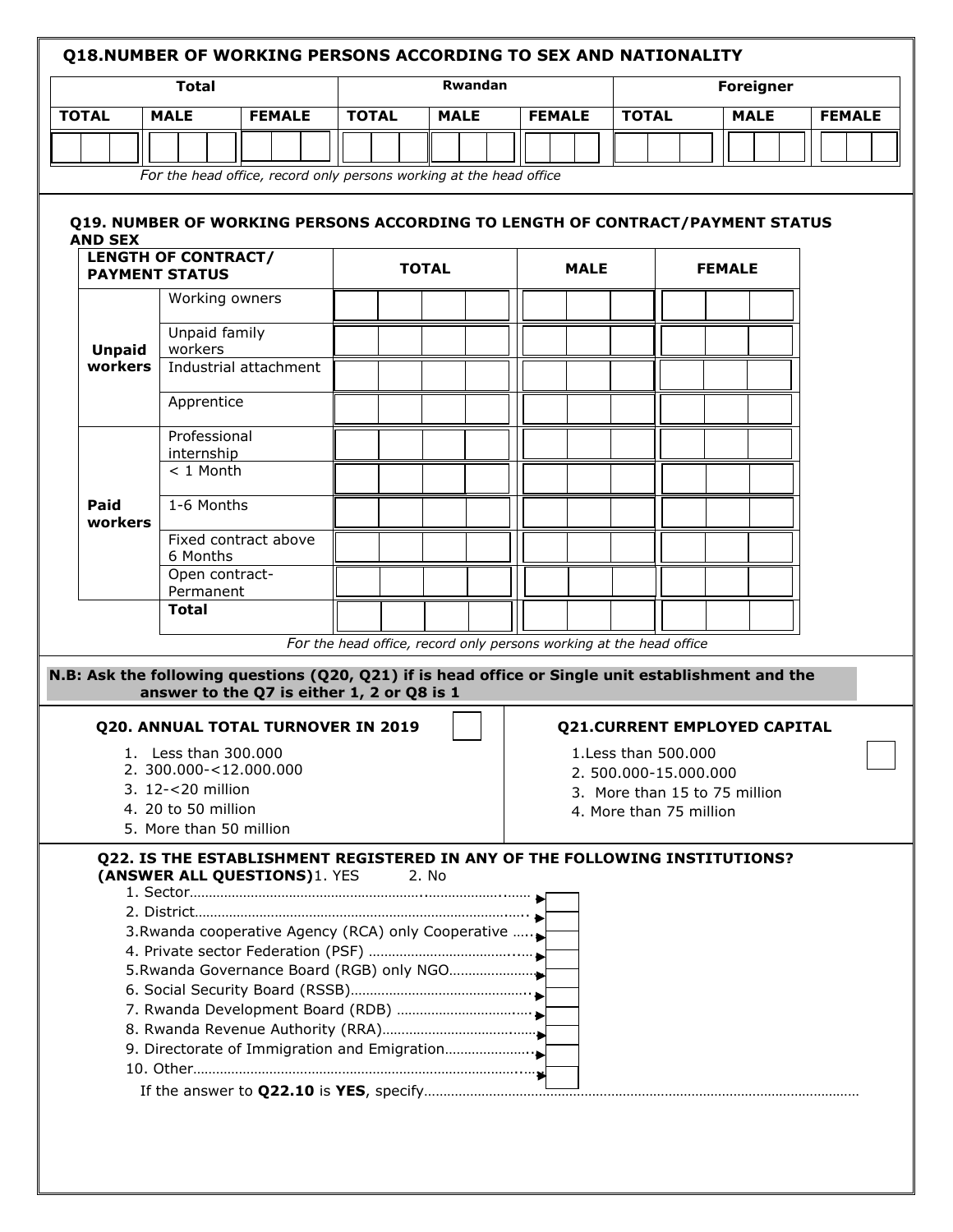## Q18.NUMBER OF WORKING PERSONS ACCORDING TO SEX AND NATIONALITY

| Total | | | Rwandan | | | Foreigner | | |
|---|---|---|---|---|---|---|---|---|
| TOTAL | MALE | FEMALE | TOTAL | MALE | FEMALE | TOTAL | MALE | FEMALE |
| | | | | | | | | |

*For the head office, record only persons working at the head office*

## Q19. NUMBER OF WORKING PERSONS ACCORDING TO LENGTH OF CONTRACT/PAYMENT STATUS AND SEX

| LENGTH OF CONTRACT/ PAYMENT STATUS | | TOTAL | MALE | FEMALE |
|---|---|---|---|---|
| **Unpaid workers** | Working owners | | | |
| | Unpaid family workers | | | |
| | Industrial attachment | | | |
| | Apprentice | | | |
| **Paid workers** | Professional internship | | | |
| | < 1 Month | | | |
| | 1-6 Months | | | |
| | Fixed contract above 6 Months | | | |
| | Open contract-Permanent | | | |
| | **Total** | | | |

*For the head office, record only persons working at the head office*

**N.B: Ask the following questions (Q20, Q21) if is head office or Single unit establishment and the answer to the Q7 is either 1, 2 or Q8 is 1**

### Q20. ANNUAL TOTAL TURNOVER IN 2019 [ ]

1. Less than 300.000
2. 300.000-<12.000.000
3. 12-<20 million
4. 20 to 50 million
5. More than 50 million

### Q21.CURRENT EMPLOYED CAPITAL [ ]

1. Less than 500.000
2. 500.000-15.000.000
3. More than 15 to 75 million
4. More than 75 million

### Q22. IS THE ESTABLISHMENT REGISTERED IN ANY OF THE FOLLOWING INSTITUTIONS? (ANSWER ALL QUESTIONS) 1. YES 2. No

1. Sector……………………………………………………………………… [ ]
2. District…………………………………………………………………… [ ]
3. Rwanda cooperative Agency (RCA) only Cooperative ….. [ ]
4. Private sector Federation (PSF) ………………………………… [ ]
5. Rwanda Governance Board (RGB) only NGO…………………. [ ]
6. Social Security Board (RSSB)……………………………………… [ ]
7. Rwanda Development Board (RDB) ……………………………… [ ]
8. Rwanda Revenue Authority (RRA)………………………………… [ ]
9. Directorate of Immigration and Emigration…………………… [ ]
10. Other………………………………………………………………… [ ]

If the answer to **Q22.10** is **YES**, specify……………………………………………………………………………………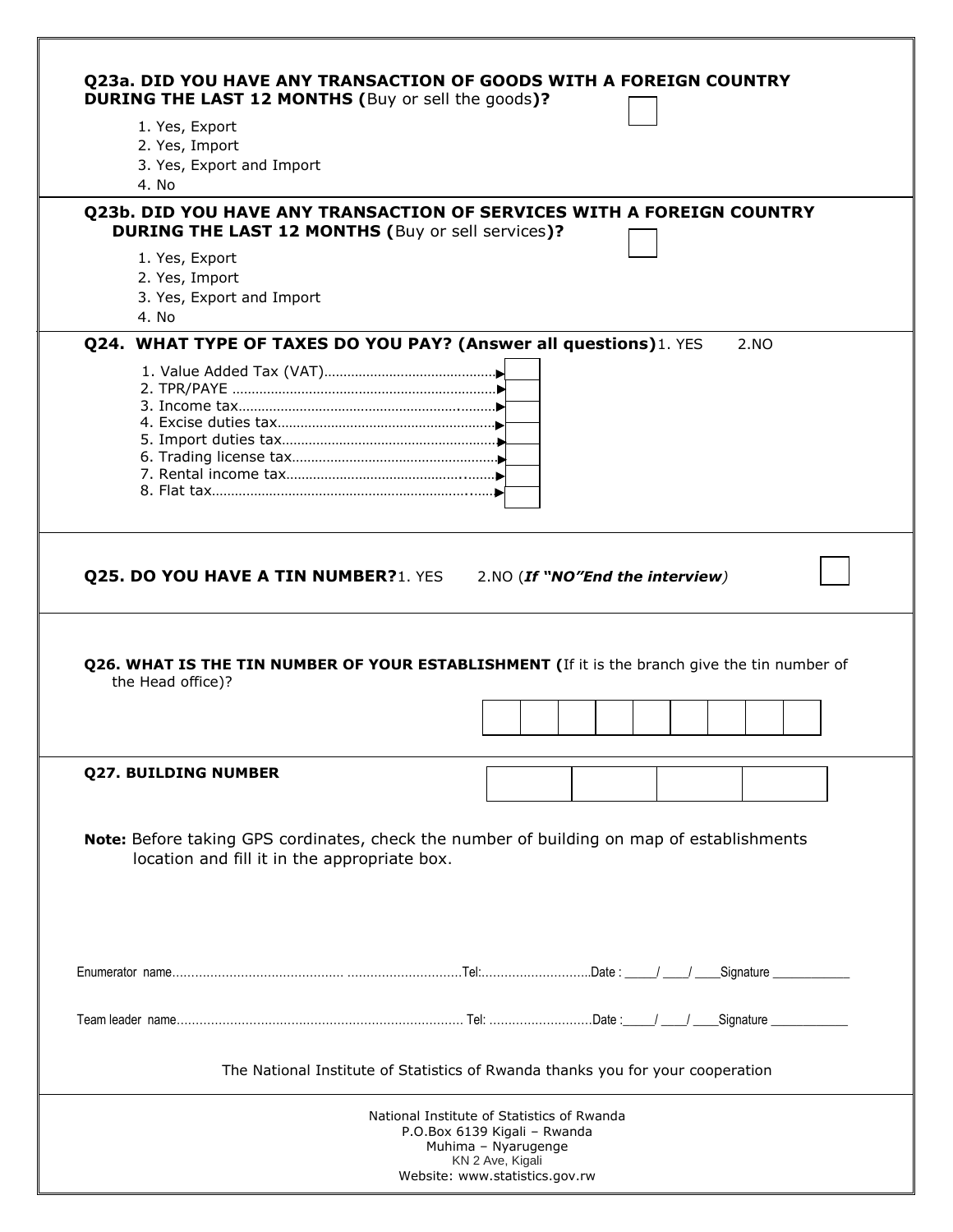**Q23a. DID YOU HAVE ANY TRANSACTION OF GOODS WITH A FOREIGN COUNTRY DURING THE LAST 12 MONTHS (**Buy or sell the goods**)?** ☐

1. Yes, Export
2. Yes, Import
3. Yes, Export and Import
4. No

**Q23b. DID YOU HAVE ANY TRANSACTION OF SERVICES WITH A FOREIGN COUNTRY DURING THE LAST 12 MONTHS (**Buy or sell services**)?** ☐

1. Yes, Export
2. Yes, Import
3. Yes, Export and Import
4. No

**Q24. WHAT TYPE OF TAXES DO YOU PAY? (Answer all questions)** 1. YES 2.NO

1. Value Added Tax (VAT)…………………………………… ☐
2. TPR/PAYE …………………………………………………… ☐
3. Income tax………………………………………………… ☐
4. Excise duties tax………………………………………… ☐
5. Import duties tax………………………………………… ☐
6. Trading license tax……………………………………… ☐
7. Rental income tax………………………………………… ☐
8. Flat tax……………………………………………………… ☐

**Q25. DO YOU HAVE A TIN NUMBER?** 1. YES 2.NO (***If "NO"End the interview***) ☐

**Q26. WHAT IS THE TIN NUMBER OF YOUR ESTABLISHMENT (**If it is the branch give the tin number of the Head office)?

| | | | | | | | | |
|---|---|---|---|---|---|---|---|---|
| | | | | | | | | |

**Q27. BUILDING NUMBER**

| | | | |
|---|---|---|---|
| | | | |

**Note:** Before taking GPS cordinates, check the number of building on map of establishments location and fill it in the appropriate box.

Enumerator name……………………………… …………………………Tel:………………………Date : _____/ ____/ ____Signature ___________

Team leader name…………………………………………………………… Tel: ………………………Date :_____/ ____/ ____Signature ___________

The National Institute of Statistics of Rwanda thanks you for your cooperation

National Institute of Statistics of Rwanda
P.O.Box 6139 Kigali – Rwanda
Muhima – Nyarugenge
KN 2 Ave, Kigali
Website: www.statistics.gov.rw